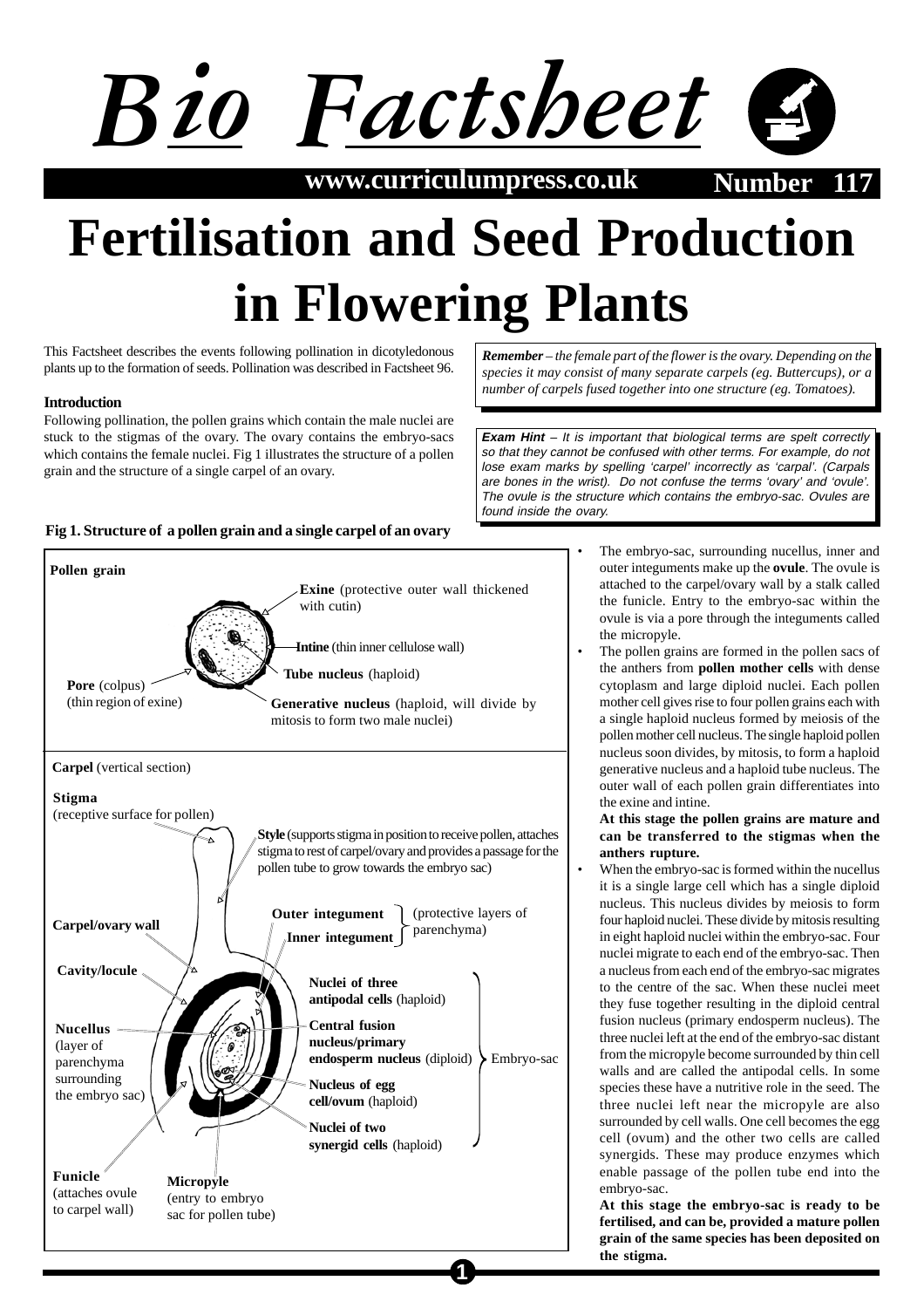# Bio Factsheet

www.curriculumpress.co.uk **Number 117**

# Fertilisation and Seed Production in Flowering Plants

This Factsheet describes the events following pollination in dicotyledonous plants up to the formation of seeds. Pollination was described in Factsheet 96.

**Introduction**

Following pollination, the pollen grains which contain the male nuclei are stuck to the stigmas of the ovary. The ovary contains the embryo-sacs which contains the female nuclei. Fig 1 illustrates the structure of a pollen grain and the structure of a single carpel of an ovary.

***Remember*** *– the female part of the flower is the ovary. Depending on the species it may consist of many separate carpels (eg. Buttercups), or a number of carpels fused together into one structure (eg. Tomatoes).*

***Exam Hint*** *– It is important that biological terms are spelt correctly so that they cannot be confused with other terms. For example, do not lose exam marks by spelling 'carpel' incorrectly as 'carpal'. (Carpals are bones in the wrist). Do not confuse the terms 'ovary' and 'ovule'. The ovule is the structure which contains the embryo-sac. Ovules are found inside the ovary.*

**Fig 1. Structure of a pollen grain and a single carpel of an ovary**

**Pollen grain**

- **Exine** (protective outer wall thickened with cutin)
- **Intine** (thin inner cellulose wall)
- **Tube nucleus** (haploid)
- **Pore** (colpus) (thin region of exine)
- **Generative nucleus** (haploid, will divide by mitosis to form two male nuclei)

**Carpel** (vertical section)

- **Stigma** (receptive surface for pollen)
- **Style** (supports stigma in position to receive pollen, attaches stigma to rest of carpel/ovary and provides a passage for the pollen tube to grow towards the embryo sac)
- **Carpel/ovary wall**
- **Outer integument**, **Inner integument** (protective layers of parenchyma)
- **Cavity/locule**
- **Nucellus** (layer of parenchyma surrounding the embryo sac)
- Embryo-sac:
  - **Nuclei of three antipodal cells** (haploid)
  - **Central fusion nucleus/primary endosperm nucleus** (diploid)
  - **Nucleus of egg cell/ovum** (haploid)
  - **Nuclei of two synergid cells** (haploid)
- **Funicle** (attaches ovule to carpel wall)
- **Micropyle** (entry to embryo sac for pollen tube)

- The embryo-sac, surrounding nucellus, inner and outer integuments make up the **ovule**. The ovule is attached to the carpel/ovary wall by a stalk called the funicle. Entry to the embryo-sac within the ovule is via a pore through the integuments called the micropyle.
- The pollen grains are formed in the pollen sacs of the anthers from **pollen mother cells** with dense cytoplasm and large diploid nuclei. Each pollen mother cell gives rise to four pollen grains each with a single haploid nucleus formed by meiosis of the pollen mother cell nucleus. The single haploid pollen nucleus soon divides, by mitosis, to form a haploid generative nucleus and a haploid tube nucleus. The outer wall of each pollen grain differentiates into the exine and intine.

  **At this stage the pollen grains are mature and can be transferred to the stigmas when the anthers rupture.**
- When the embryo-sac is formed within the nucellus it is a single large cell which has a single diploid nucleus. This nucleus divides by meiosis to form four haploid nuclei. These divide by mitosis resulting in eight haploid nuclei within the embryo-sac. Four nuclei migrate to each end of the embryo-sac. Then a nucleus from each end of the embryo-sac migrates to the centre of the sac. When these nuclei meet they fuse together resulting in the diploid central fusion nucleus (primary endosperm nucleus). The three nuclei left at the end of the embryo-sac distant from the micropyle become surrounded by thin cell walls and are called the antipodal cells. In some species these have a nutritive role in the seed. The three nuclei left near the micropyle are also surrounded by cell walls. One cell becomes the egg cell (ovum) and the other two cells are called synergids. These may produce enzymes which enable passage of the pollen tube end into the embryo-sac.

  **At this stage the embryo-sac is ready to be fertilised, and can be, provided a mature pollen grain of the same species has been deposited on the stigma.**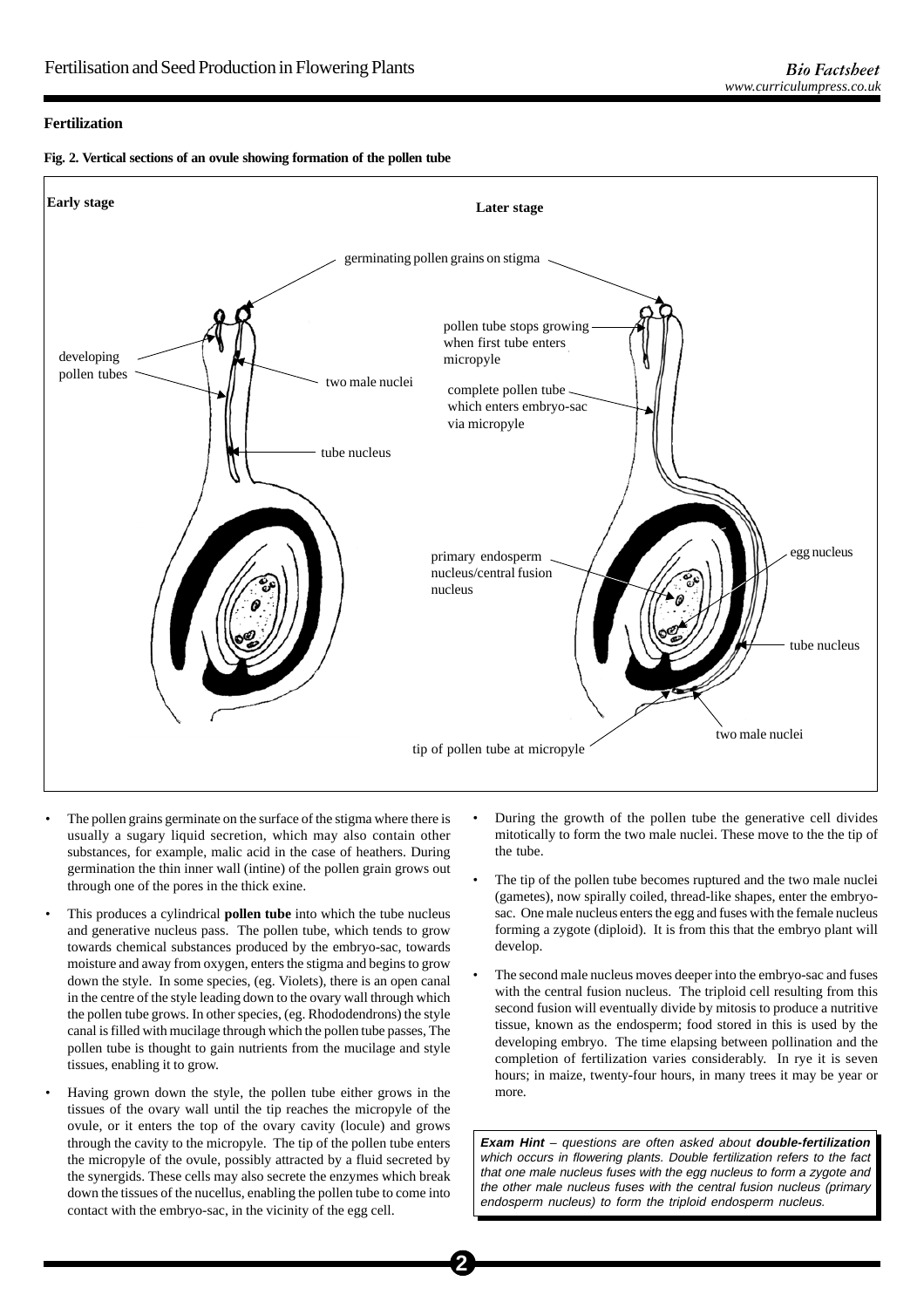## Fertilization

**Fig. 2. Vertical sections of an ovule showing formation of the pollen tube**

**Early stage** — **Later stage**

germinating pollen grains on stigma; developing pollen tubes; two male nuclei; tube nucleus; pollen tube stops growing when first tube enters micropyle; complete pollen tube which enters embryo-sac via micropyle; primary endosperm nucleus/central fusion nucleus; egg nucleus; tube nucleus; two male nuclei; tip of pollen tube at micropyle

- The pollen grains germinate on the surface of the stigma where there is usually a sugary liquid secretion, which may also contain other substances, for example, malic acid in the case of heathers. During germination the thin inner wall (intine) of the pollen grain grows out through one of the pores in the thick exine.

- This produces a cylindrical **pollen tube** into which the tube nucleus and generative nucleus pass. The pollen tube, which tends to grow towards chemical substances produced by the embryo-sac, towards moisture and away from oxygen, enters the stigma and begins to grow down the style. In some species, (eg. Violets), there is an open canal in the centre of the style leading down to the ovary wall through which the pollen tube grows. In other species, (eg. Rhododendrons) the style canal is filled with mucilage through which the pollen tube passes, The pollen tube is thought to gain nutrients from the mucilage and style tissues, enabling it to grow.

- Having grown down the style, the pollen tube either grows in the tissues of the ovary wall until the tip reaches the micropyle of the ovule, or it enters the top of the ovary cavity (locule) and grows through the cavity to the micropyle. The tip of the pollen tube enters the micropyle of the ovule, possibly attracted by a fluid secreted by the synergids. These cells may also secrete the enzymes which break down the tissues of the nucellus, enabling the pollen tube to come into contact with the embryo-sac, in the vicinity of the egg cell.

- During the growth of the pollen tube the generative cell divides mitotically to form the two male nuclei. These move to the the tip of the tube.

- The tip of the pollen tube becomes ruptured and the two male nuclei (gametes), now spirally coiled, thread-like shapes, enter the embryo-sac. One male nucleus enters the egg and fuses with the female nucleus forming a zygote (diploid). It is from this that the embryo plant will develop.

- The second male nucleus moves deeper into the embryo-sac and fuses with the central fusion nucleus. The triploid cell resulting from this second fusion will eventually divide by mitosis to produce a nutritive tissue, known as the endosperm; food stored in this is used by the developing embryo. The time elapsing between pollination and the completion of fertilization varies considerably. In rye it is seven hours; in maize, twenty-four hours, in many trees it may be year or more.

> ***Exam Hint*** *– questions are often asked about* ***double-fertilization*** *which occurs in flowering plants. Double fertilization refers to the fact that one male nucleus fuses with the egg nucleus to form a zygote and the other male nucleus fuses with the central fusion nucleus (primary endosperm nucleus) to form the triploid endosperm nucleus.*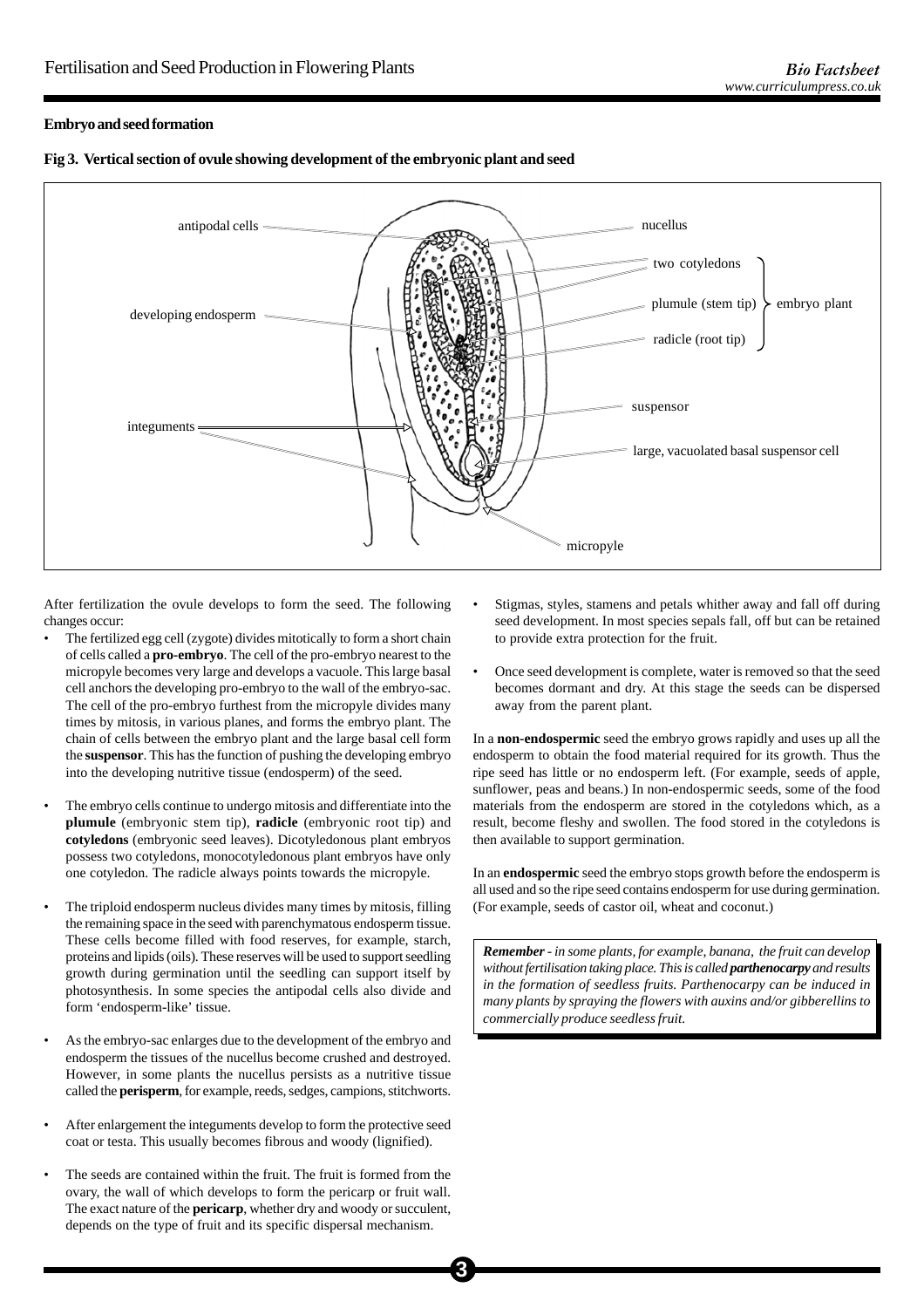### Embryo and seed formation

**Fig 3. Vertical section of ovule showing development of the embryonic plant and seed**

After fertilization the ovule develops to form the seed. The following changes occur:

- The fertilized egg cell (zygote) divides mitotically to form a short chain of cells called a **pro-embryo**. The cell of the pro-embryo nearest to the micropyle becomes very large and develops a vacuole. This large basal cell anchors the developing pro-embryo to the wall of the embryo-sac. The cell of the pro-embryo furthest from the micropyle divides many times by mitosis, in various planes, and forms the embryo plant. The chain of cells between the embryo plant and the large basal cell form the **suspensor**. This has the function of pushing the developing embryo into the developing nutritive tissue (endosperm) of the seed.

- The embryo cells continue to undergo mitosis and differentiate into the **plumule** (embryonic stem tip), **radicle** (embryonic root tip) and **cotyledons** (embryonic seed leaves). Dicotyledonous plant embryos possess two cotyledons, monocotyledonous plant embryos have only one cotyledon. The radicle always points towards the micropyle.

- The triploid endosperm nucleus divides many times by mitosis, filling the remaining space in the seed with parenchymatous endosperm tissue. These cells become filled with food reserves, for example, starch, proteins and lipids (oils). These reserves will be used to support seedling growth during germination until the seedling can support itself by photosynthesis. In some species the antipodal cells also divide and form 'endosperm-like' tissue.

- As the embryo-sac enlarges due to the development of the embryo and endosperm the tissues of the nucellus become crushed and destroyed. However, in some plants the nucellus persists as a nutritive tissue called the **perisperm**, for example, reeds, sedges, campions, stitchworts.

- After enlargement the integuments develop to form the protective seed coat or testa. This usually becomes fibrous and woody (lignified).

- The seeds are contained within the fruit. The fruit is formed from the ovary, the wall of which develops to form the pericarp or fruit wall. The exact nature of the **pericarp**, whether dry and woody or succulent, depends on the type of fruit and its specific dispersal mechanism.

- Stigmas, styles, stamens and petals whither away and fall off during seed development. In most species sepals fall, off but can be retained to provide extra protection for the fruit.

- Once seed development is complete, water is removed so that the seed becomes dormant and dry. At this stage the seeds can be dispersed away from the parent plant.

In a **non-endospermic** seed the embryo grows rapidly and uses up all the endosperm to obtain the food material required for its growth. Thus the ripe seed has little or no endosperm left. (For example, seeds of apple, sunflower, peas and beans.) In non-endospermic seeds, some of the food materials from the endosperm are stored in the cotyledons which, as a result, become fleshy and swollen. The food stored in the cotyledons is then available to support germination.

In an **endospermic** seed the embryo stops growth before the endosperm is all used and so the ripe seed contains endosperm for use during germination. (For example, seeds of castor oil, wheat and coconut.)

> ***Remember*** *- in some plants, for example, banana, the fruit can develop without fertilisation taking place. This is called* ***parthenocarpy*** *and results in the formation of seedless fruits. Parthenocarpy can be induced in many plants by spraying the flowers with auxins and/or gibberellins to commercially produce seedless fruit.*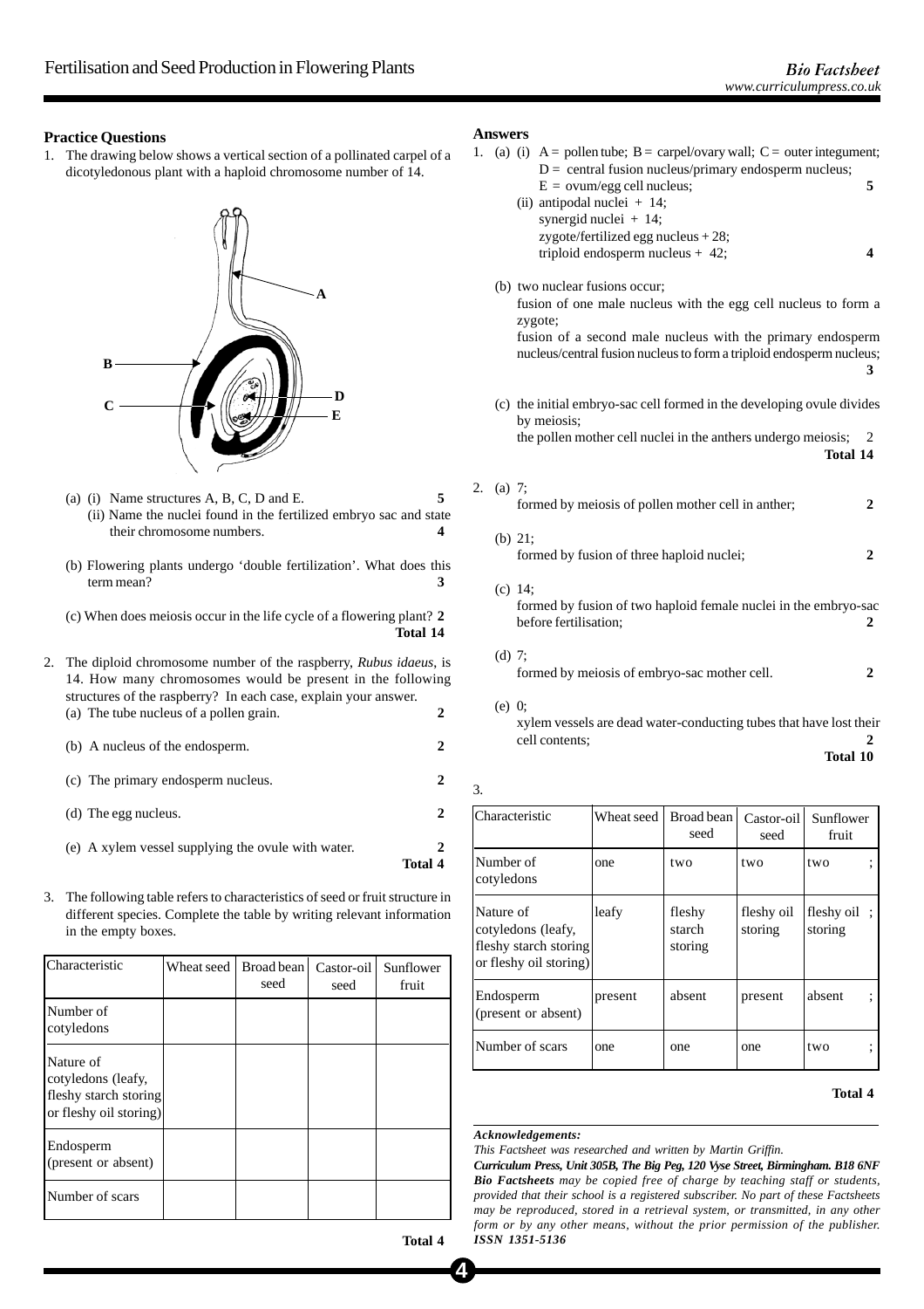## Practice Questions

1. The drawing below shows a vertical section of a pollinated carpel of a dicotyledonous plant with a haploid chromosome number of 14.

A
B
C
D
E

(a) (i) Name structures A, B, C, D and E. **5**

(ii) Name the nuclei found in the fertilized embryo sac and state their chromosome numbers. **4**

(b) Flowering plants undergo 'double fertilization'. What does this term mean? **3**

(c) When does meiosis occur in the life cycle of a flowering plant? **2**

**Total 14**

2. The diploid chromosome number of the raspberry, *Rubus idaeus*, is 14. How many chromosomes would be present in the following structures of the raspberry? In each case, explain your answer.

(a) The tube nucleus of a pollen grain. **2**

(b) A nucleus of the endosperm. **2**

(c) The primary endosperm nucleus. **2**

(d) The egg nucleus. **2**

(e) A xylem vessel supplying the ovule with water. **2**

**Total 4**

3. The following table refers to characteristics of seed or fruit structure in different species. Complete the table by writing relevant information in the empty boxes.

| Characteristic | Wheat seed | Broad bean seed | Castor-oil seed | Sunflower fruit |
|---|---|---|---|---|
| Number of cotyledons | | | | |
| Nature of cotyledons (leafy, fleshy starch storing or fleshy oil storing) | | | | |
| Endosperm (present or absent) | | | | |
| Number of scars | | | | |

**Total 4**

## Answers

1. (a) (i) A = pollen tube; B = carpel/ovary wall; C = outer integument; D = central fusion nucleus/primary endosperm nucleus; E = ovum/egg cell nucleus; **5**

(ii) antipodal nuclei + 14;
synergid nuclei + 14;
zygote/fertilized egg nucleus + 28;
triploid endosperm nucleus + 42; **4**

(b) two nuclear fusions occur;
fusion of one male nucleus with the egg cell nucleus to form a zygote;
fusion of a second male nucleus with the primary endosperm nucleus/central fusion nucleus to form a triploid endosperm nucleus; **3**

(c) the initial embryo-sac cell formed in the developing ovule divides by meiosis;
the pollen mother cell nuclei in the anthers undergo meiosis; **2**

**Total 14**

2. (a) 7;
formed by meiosis of pollen mother cell in anther; **2**

(b) 21;
formed by fusion of three haploid nuclei; **2**

(c) 14;
formed by fusion of two haploid female nuclei in the embryo-sac before fertilisation; **2**

(d) 7;
formed by meiosis of embryo-sac mother cell. **2**

(e) 0;
xylem vessels are dead water-conducting tubes that have lost their cell contents; **2**

**Total 10**

3.

| Characteristic | Wheat seed | Broad bean seed | Castor-oil seed | Sunflower fruit |
|---|---|---|---|---|
| Number of cotyledons | one | two | two | two ; |
| Nature of cotyledons (leafy, fleshy starch storing or fleshy oil storing) | leafy | fleshy starch storing | fleshy oil storing | fleshy oil storing ; |
| Endosperm (present or absent) | present | absent | present | absent ; |
| Number of scars | one | one | one | two ; |

**Total 4**

***Acknowledgements:***
*This Factsheet was researched and written by Martin Griffin.*
***Curriculum Press, Unit 305B, The Big Peg, 120 Vyse Street, Birmingham. B18 6NF***
***Bio Factsheets*** *may be copied free of charge by teaching staff or students, provided that their school is a registered subscriber. No part of these Factsheets may be reproduced, stored in a retrieval system, or transmitted, in any other form or by any other means, without the prior permission of the publisher.*
***ISSN 1351-5136***